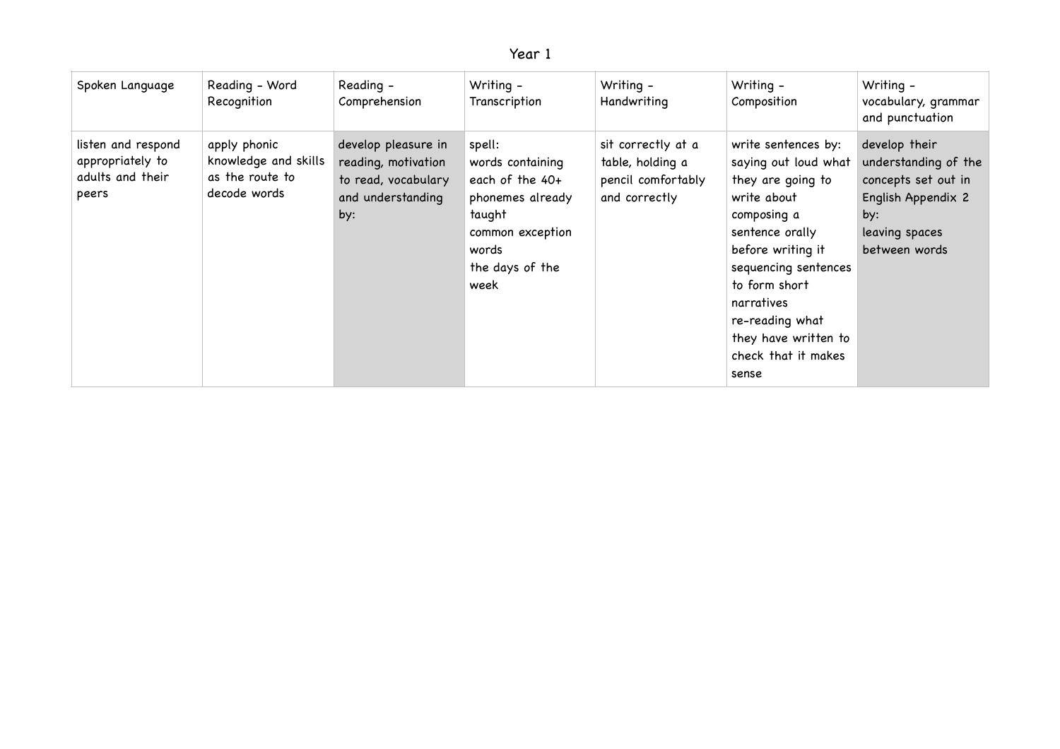# Year 1

| Spoken Language | Reading - Word Recognition | Reading - Comprehension | Writing - Transcription | Writing - Handwriting | Writing - Composition | Writing - vocabulary, grammar and punctuation |
|---|---|---|---|---|---|---|
| listen and respond appropriately to adults and their peers | apply phonic knowledge and skills as the route to decode words | develop pleasure in reading, motivation to read, vocabulary and understanding by: | spell:<br>words containing each of the 40+ phonemes already taught<br>common exception words<br>the days of the week | sit correctly at a table, holding a pencil comfortably and correctly | write sentences by:<br>saying out loud what they are going to write about<br>composing a sentence orally before writing it<br>sequencing sentences to form short narratives<br>re-reading what they have written to check that it makes sense | develop their understanding of the concepts set out in English Appendix 2 by:<br>leaving spaces between words |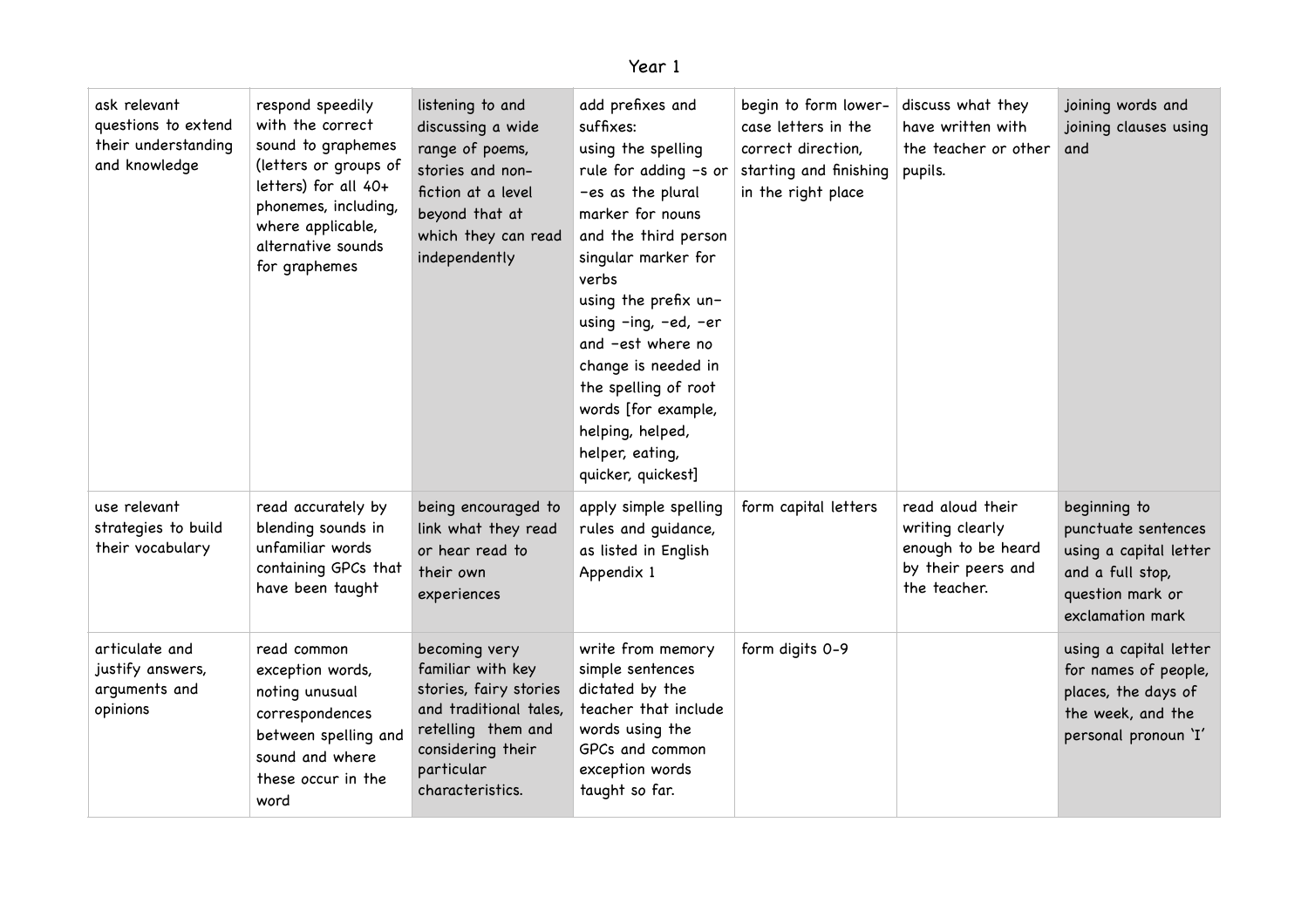# Year 1

| | | | | | | |
|---|---|---|---|---|---|---|
| ask relevant questions to extend their understanding and knowledge | respond speedily with the correct sound to graphemes (letters or groups of letters) for all 40+ phonemes, including, where applicable, alternative sounds for graphemes | listening to and discussing a wide range of poems, stories and non-fiction at a level beyond that at which they can read independently | add prefixes and suffixes: using the spelling rule for adding –s or –es as the plural marker for nouns and the third person singular marker for verbs using the prefix un– using –ing, –ed, –er and –est where no change is needed in the spelling of root words [for example, helping, helped, helper, eating, quicker, quickest] | begin to form lower-case letters in the correct direction, starting and finishing in the right place | discuss what they have written with the teacher or other pupils. | joining words and joining clauses using and |
| use relevant strategies to build their vocabulary | read accurately by blending sounds in unfamiliar words containing GPCs that have been taught | being encouraged to link what they read or hear read to their own experiences | apply simple spelling rules and guidance, as listed in English Appendix 1 | form capital letters | read aloud their writing clearly enough to be heard by their peers and the teacher. | beginning to punctuate sentences using a capital letter and a full stop, question mark or exclamation mark |
| articulate and justify answers, arguments and opinions | read common exception words, noting unusual correspondences between spelling and sound and where these occur in the word | becoming very familiar with key stories, fairy stories and traditional tales, retelling them and considering their particular characteristics. | write from memory simple sentences dictated by the teacher that include words using the GPCs and common exception words taught so far. | form digits 0-9 | | using a capital letter for names of people, places, the days of the week, and the personal pronoun 'I' |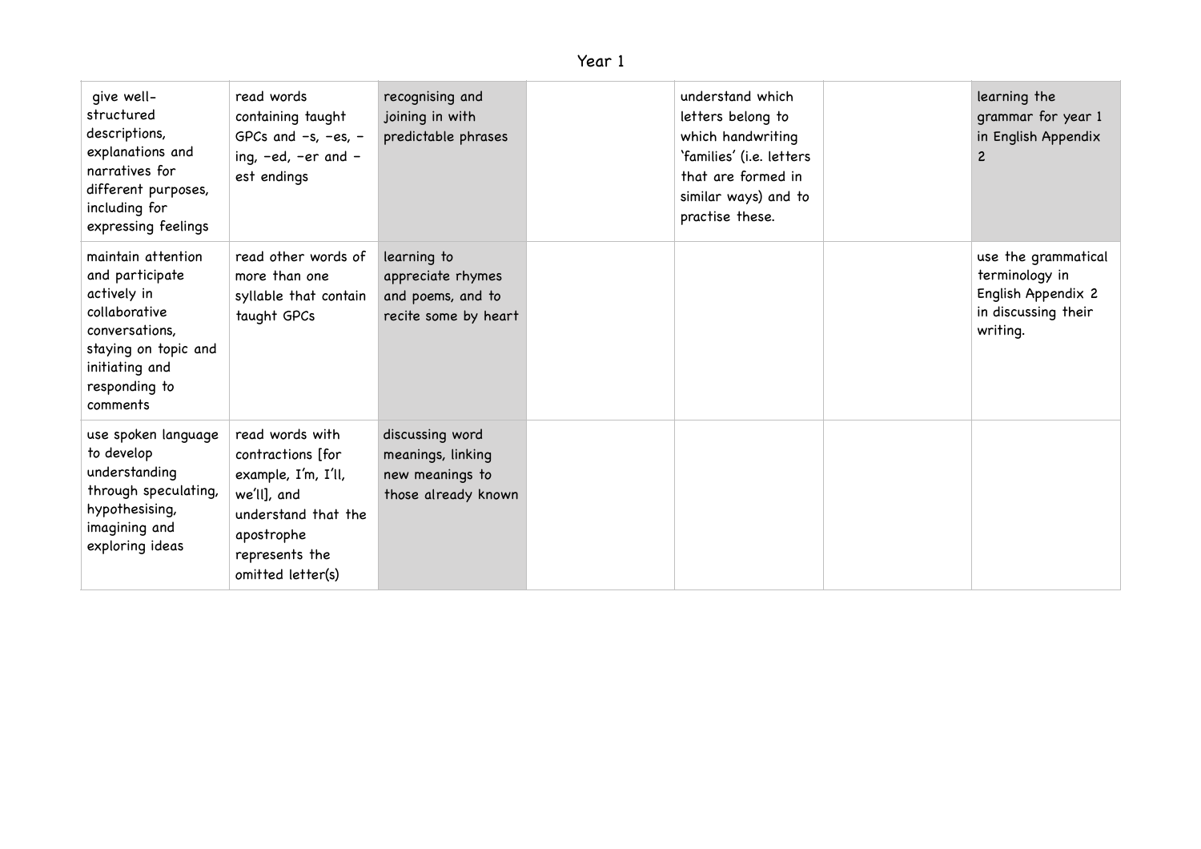Year 1

| give well-structured descriptions, explanations and narratives for different purposes, including for expressing feelings | read words containing taught GPCs and –s, –es, –ing, –ed, –er and –est endings | recognising and joining in with predictable phrases | | understand which letters belong to which handwriting 'families' (i.e. letters that are formed in similar ways) and to practise these. | | learning the grammar for year 1 in English Appendix 2 |
|---|---|---|---|---|---|---|
| maintain attention and participate actively in collaborative conversations, staying on topic and initiating and responding to comments | read other words of more than one syllable that contain taught GPCs | learning to appreciate rhymes and poems, and to recite some by heart | | | | use the grammatical terminology in English Appendix 2 in discussing their writing. |
| use spoken language to develop understanding through speculating, hypothesising, imagining and exploring ideas | read words with contractions [for example, I'm, I'll, we'll], and understand that the apostrophe represents the omitted letter(s) | discussing word meanings, linking new meanings to those already known | | | | |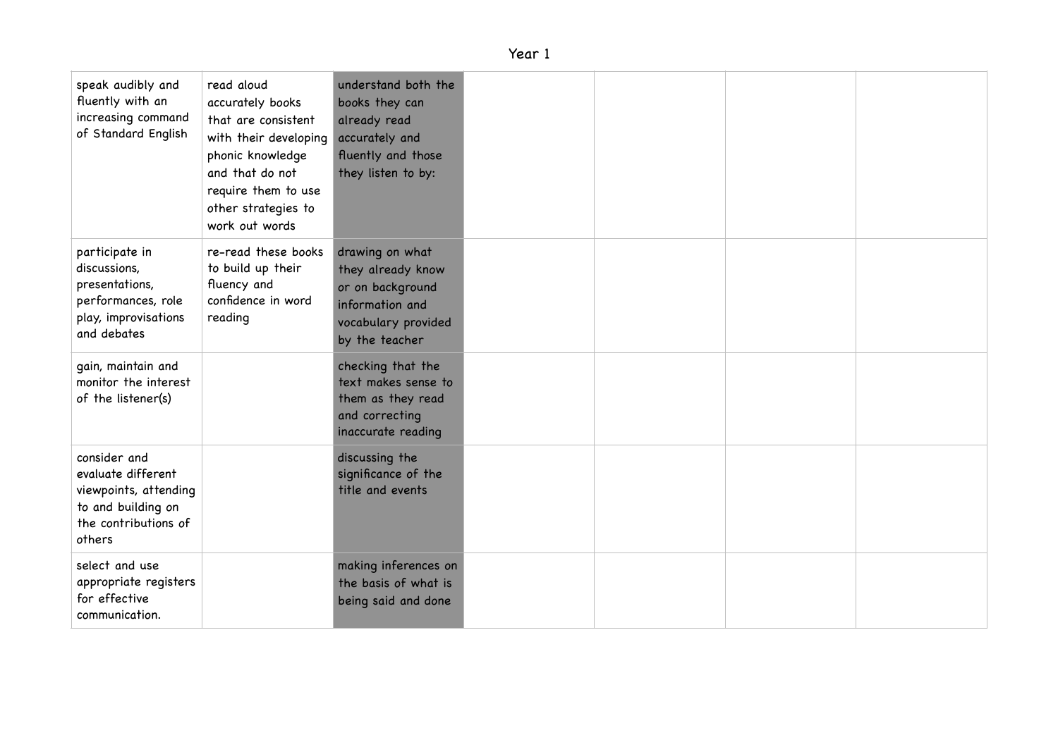# Year 1

| | | | | | | |
|---|---|---|---|---|---|---|
| speak audibly and fluently with an increasing command of Standard English | read aloud accurately books that are consistent with their developing phonic knowledge and that do not require them to use other strategies to work out words | understand both the books they can already read accurately and fluently and those they listen to by: | | | | |
| participate in discussions, presentations, performances, role play, improvisations and debates | re-read these books to build up their fluency and confidence in word reading | drawing on what they already know or on background information and vocabulary provided by the teacher | | | | |
| gain, maintain and monitor the interest of the listener(s) | | checking that the text makes sense to them as they read and correcting inaccurate reading | | | | |
| consider and evaluate different viewpoints, attending to and building on the contributions of others | | discussing the significance of the title and events | | | | |
| select and use appropriate registers for effective communication. | | making inferences on the basis of what is being said and done | | | | |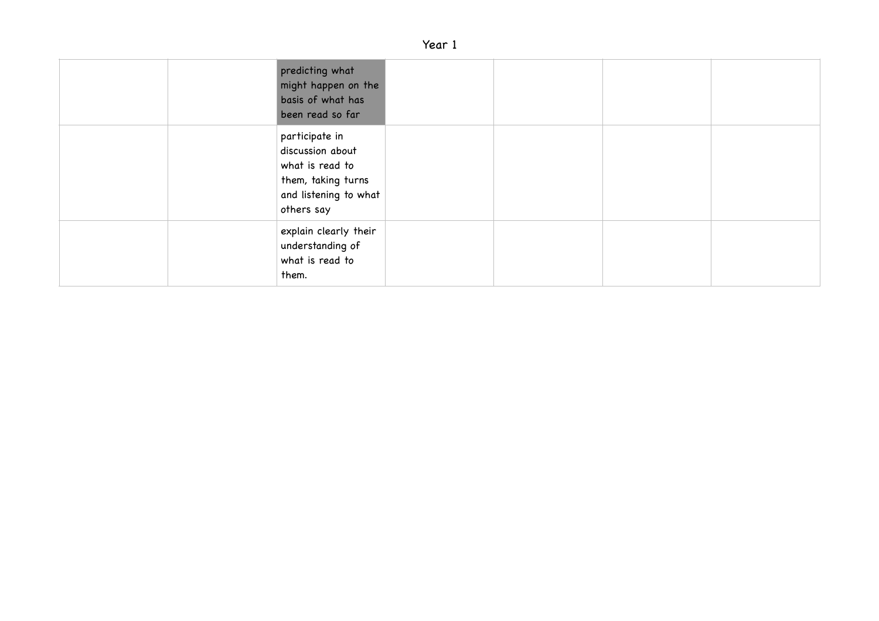Year 1

| | | | | | | |
|---|---|---|---|---|---|---|
| | | predicting what might happen on the basis of what has been read so far | | | | |
| | | participate in discussion about what is read to them, taking turns and listening to what others say | | | | |
| | | explain clearly their understanding of what is read to them. | | | | |